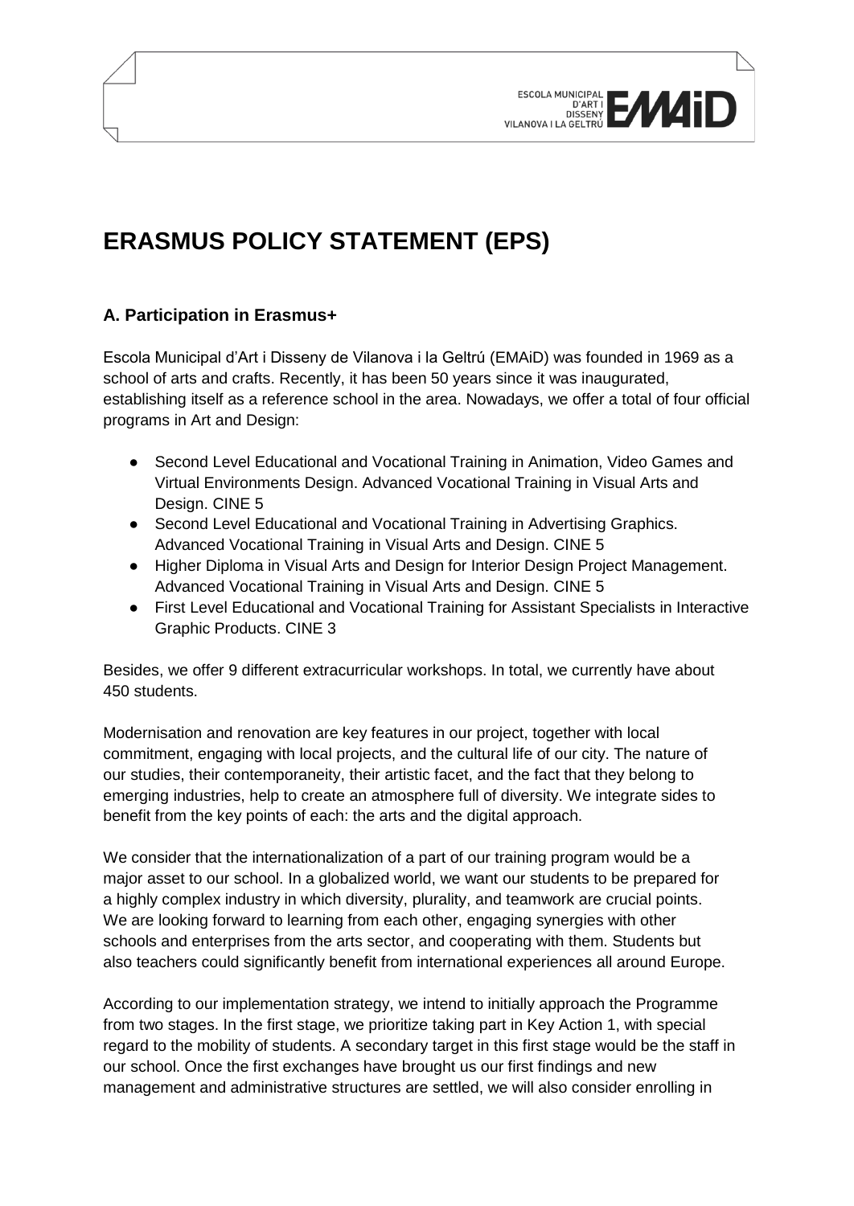# ERASMUS POLICY STATEMENT (EPS)

## A. Participation in Erasmus+

Escola Municipal d'Art i Disseny de Vilanova i la Geltrú (EMAiD) was founded in 1969 as a school of arts and crafts. Recently, it has been 50 years since it was inaugurated, establishing itself as a reference school in the area. Nowadays, we offer a total of four official programs in Art and Design:

- Second Level Educational and Vocational Training in Animation, Video Games and Virtual Environments Design. Advanced Vocational Training in Visual Arts and Design. CINE 5
- Second Level Educational and Vocational Training in Advertising Graphics. Advanced Vocational Training in Visual Arts and Design. CINE 5
- Higher Diploma in Visual Arts and Design for Interior Design Project Management. Advanced Vocational Training in Visual Arts and Design. CINE 5
- First Level Educational and Vocational Training for Assistant Specialists in Interactive Graphic Products. CINE 3

Besides, we offer 9 different extracurricular workshops. In total, we currently have about 450 students.

Modernisation and renovation are key features in our project, together with local commitment, engaging with local projects, and the cultural life of our city. The nature of our studies, their contemporaneity, their artistic facet, and the fact that they belong to emerging industries, help to create an atmosphere full of diversity. We integrate sides to benefit from the key points of each: the arts and the digital approach.

We consider that the internationalization of a part of our training program would be a major asset to our school. In a globalized world, we want our students to be prepared for a highly complex industry in which diversity, plurality, and teamwork are crucial points. We are looking forward to learning from each other, engaging synergies with other schools and enterprises from the arts sector, and cooperating with them. Students but also teachers could significantly benefit from international experiences all around Europe.

According to our implementation strategy, we intend to initially approach the Programme from two stages. In the first stage, we prioritize taking part in Key Action 1, with special regard to the mobility of students. A secondary target in this first stage would be the staff in our school. Once the first exchanges have brought us our first findings and new management and administrative structures are settled, we will also consider enrolling in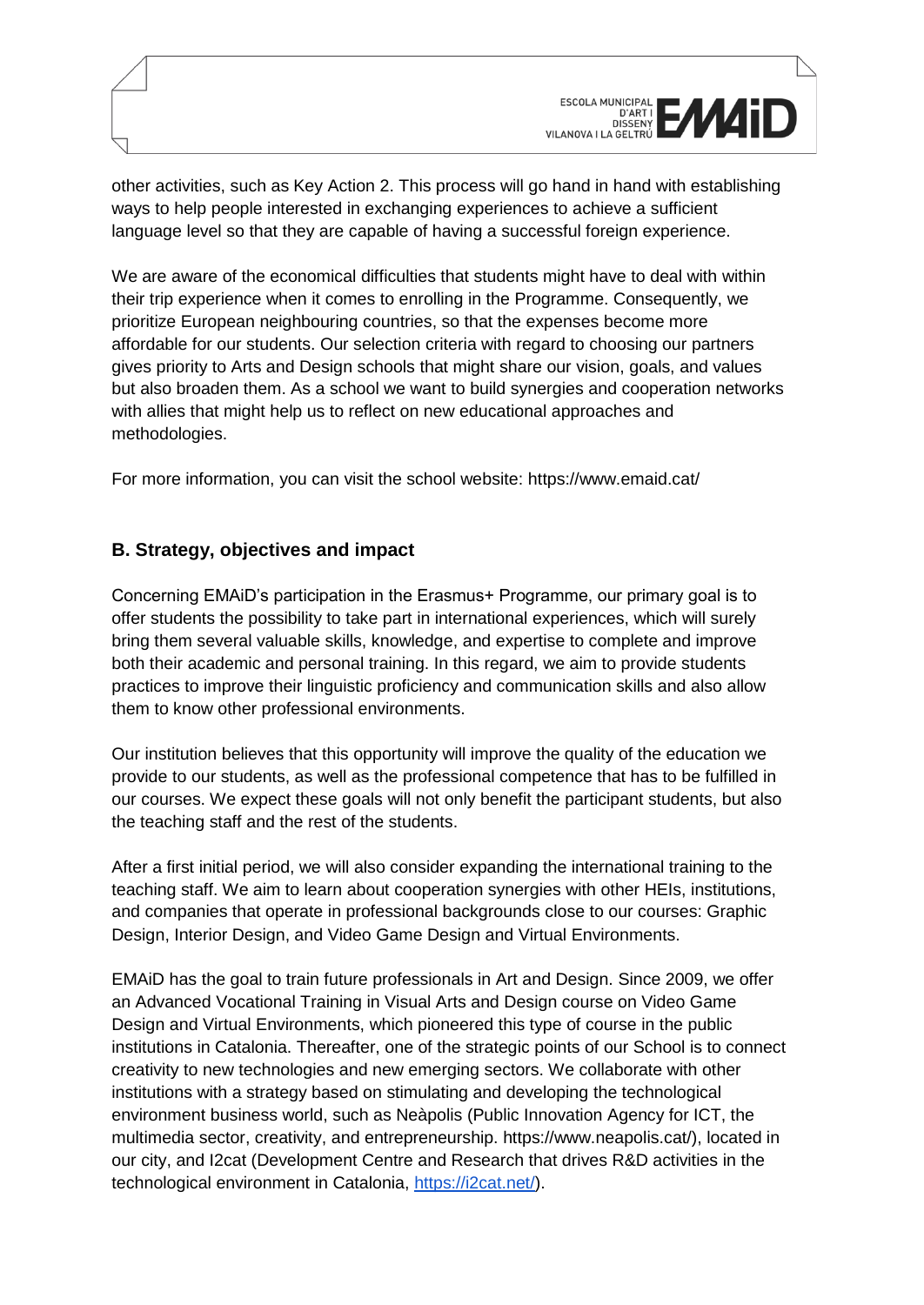other activities, such as Key Action 2. This process will go hand in hand with establishing ways to help people interested in exchanging experiences to achieve a sufficient language level so that they are capable of having a successful foreign experience.

We are aware of the economical difficulties that students might have to deal with within their trip experience when it comes to enrolling in the Programme. Consequently, we prioritize European neighbouring countries, so that the expenses become more affordable for our students. Our selection criteria with regard to choosing our partners gives priority to Arts and Design schools that might share our vision, goals, and values but also broaden them. As a school we want to build synergies and cooperation networks with allies that might help us to reflect on new educational approaches and methodologies.

For more information, you can visit the school website: https://www.emaid.cat/

## B. Strategy, objectives and impact

Concerning EMAiD's participation in the Erasmus+ Programme, our primary goal is to offer students the possibility to take part in international experiences, which will surely bring them several valuable skills, knowledge, and expertise to complete and improve both their academic and personal training. In this regard, we aim to provide students practices to improve their linguistic proficiency and communication skills and also allow them to know other professional environments.

Our institution believes that this opportunity will improve the quality of the education we provide to our students, as well as the professional competence that has to be fulfilled in our courses. We expect these goals will not only benefit the participant students, but also the teaching staff and the rest of the students.

After a first initial period, we will also consider expanding the international training to the teaching staff. We aim to learn about cooperation synergies with other HEIs, institutions, and companies that operate in professional backgrounds close to our courses: Graphic Design, Interior Design, and Video Game Design and Virtual Environments.

EMAiD has the goal to train future professionals in Art and Design. Since 2009, we offer an Advanced Vocational Training in Visual Arts and Design course on Video Game Design and Virtual Environments, which pioneered this type of course in the public institutions in Catalonia. Thereafter, one of the strategic points of our School is to connect creativity to new technologies and new emerging sectors. We collaborate with other institutions with a strategy based on stimulating and developing the technological environment business world, such as Neàpolis (Public Innovation Agency for ICT, the multimedia sector, creativity, and entrepreneurship. https://www.neapolis.cat/), located in our city, and I2cat (Development Centre and Research that drives R&D activities in the technological environment in Catalonia, https://i2cat.net/).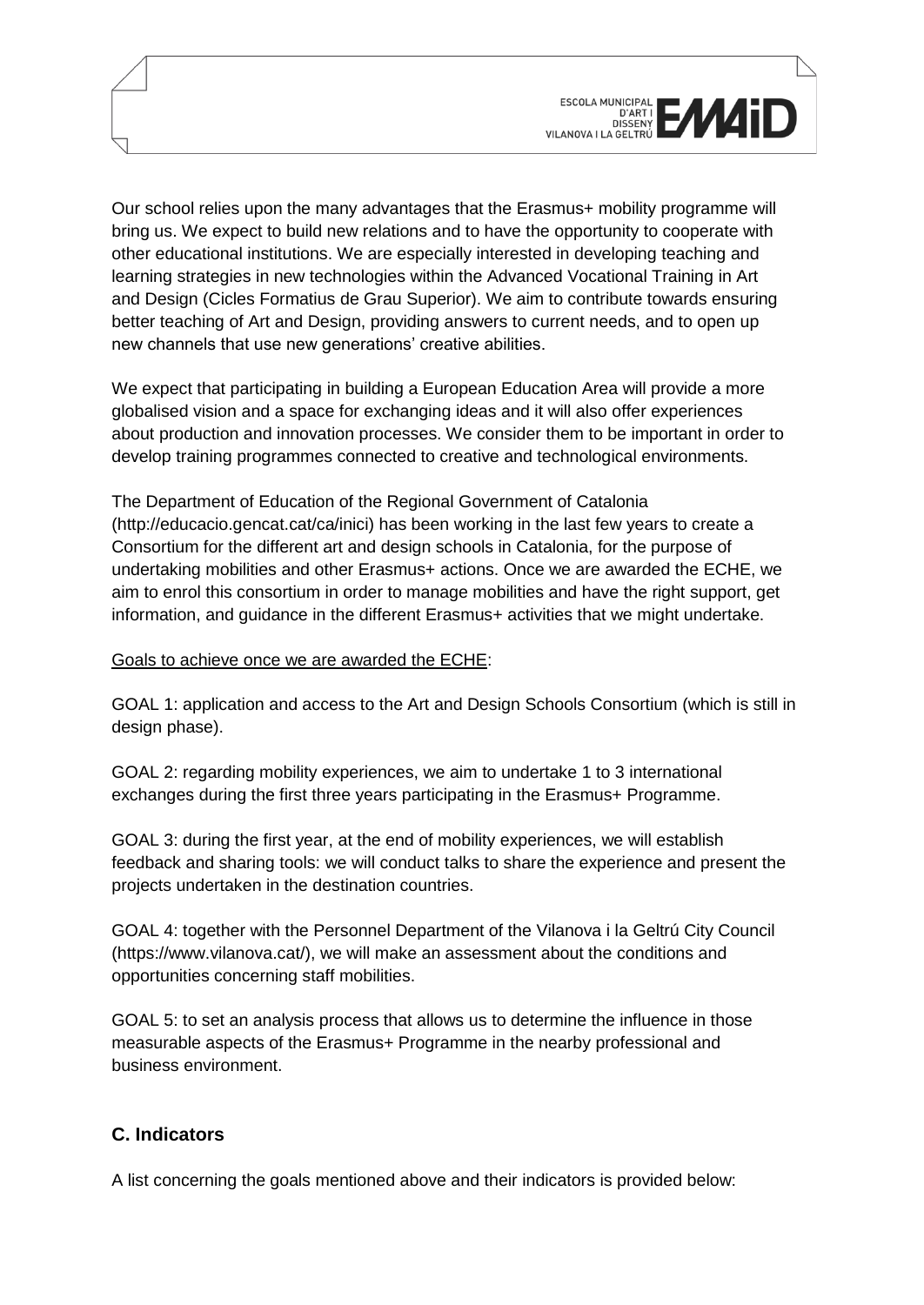Our school relies upon the many advantages that the Erasmus+ mobility programme will bring us. We expect to build new relations and to have the opportunity to cooperate with other educational institutions. We are especially interested in developing teaching and learning strategies in new technologies within the Advanced Vocational Training in Art and Design (Cicles Formatius de Grau Superior). We aim to contribute towards ensuring better teaching of Art and Design, providing answers to current needs, and to open up new channels that use new generations' creative abilities.

We expect that participating in building a European Education Area will provide a more globalised vision and a space for exchanging ideas and it will also offer experiences about production and innovation processes. We consider them to be important in order to develop training programmes connected to creative and technological environments.

The Department of Education of the Regional Government of Catalonia (http://educacio.gencat.cat/ca/inici) has been working in the last few years to create a Consortium for the different art and design schools in Catalonia, for the purpose of undertaking mobilities and other Erasmus+ actions. Once we are awarded the ECHE, we aim to enrol this consortium in order to manage mobilities and have the right support, get information, and guidance in the different Erasmus+ activities that we might undertake.

Goals to achieve once we are awarded the ECHE:

GOAL 1: application and access to the Art and Design Schools Consortium (which is still in design phase).

GOAL 2: regarding mobility experiences, we aim to undertake 1 to 3 international exchanges during the first three years participating in the Erasmus+ Programme.

GOAL 3: during the first year, at the end of mobility experiences, we will establish feedback and sharing tools: we will conduct talks to share the experience and present the projects undertaken in the destination countries.

GOAL 4: together with the Personnel Department of the Vilanova i la Geltrú City Council (https://www.vilanova.cat/), we will make an assessment about the conditions and opportunities concerning staff mobilities.

GOAL 5: to set an analysis process that allows us to determine the influence in those measurable aspects of the Erasmus+ Programme in the nearby professional and business environment.

## C. Indicators

A list concerning the goals mentioned above and their indicators is provided below: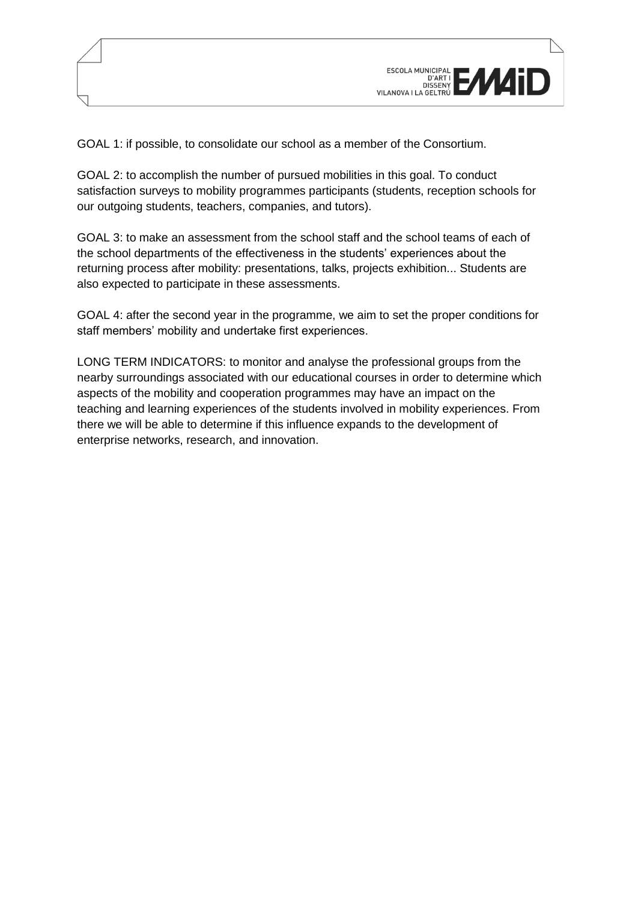GOAL 1: if possible, to consolidate our school as a member of the Consortium.

GOAL 2: to accomplish the number of pursued mobilities in this goal. To conduct satisfaction surveys to mobility programmes participants (students, reception schools for our outgoing students, teachers, companies, and tutors).

GOAL 3: to make an assessment from the school staff and the school teams of each of the school departments of the effectiveness in the students' experiences about the returning process after mobility: presentations, talks, projects exhibition... Students are also expected to participate in these assessments.

GOAL 4: after the second year in the programme, we aim to set the proper conditions for staff members' mobility and undertake first experiences.

LONG TERM INDICATORS: to monitor and analyse the professional groups from the nearby surroundings associated with our educational courses in order to determine which aspects of the mobility and cooperation programmes may have an impact on the teaching and learning experiences of the students involved in mobility experiences. From there we will be able to determine if this influence expands to the development of enterprise networks, research, and innovation.